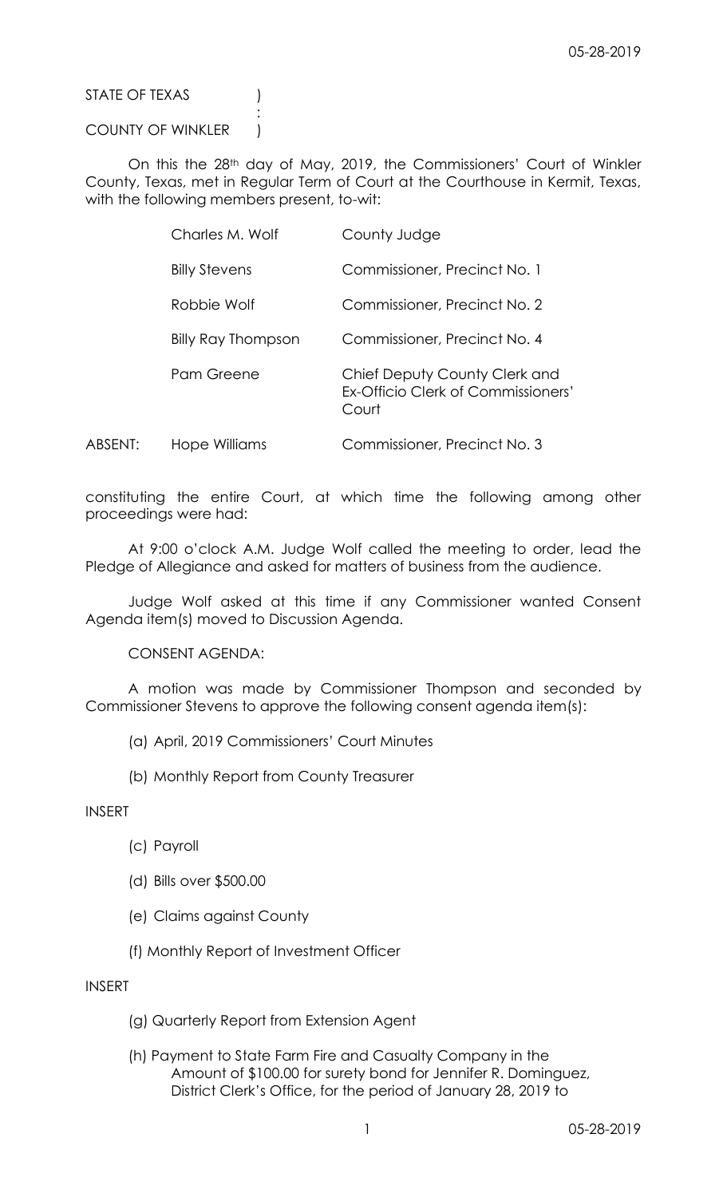STATE OF TEXAS )
:
COUNTY OF WINKLER )

On this the 28th day of May, 2019, the Commissioners' Court of Winkler County, Texas, met in Regular Term of Court at the Courthouse in Kermit, Texas, with the following members present, to-wit:

| | | |
|---|---|---|
| | Charles M. Wolf | County Judge |
| | Billy Stevens | Commissioner, Precinct No. 1 |
| | Robbie Wolf | Commissioner, Precinct No. 2 |
| | Billy Ray Thompson | Commissioner, Precinct No. 4 |
| | Pam Greene | Chief Deputy County Clerk and Ex-Officio Clerk of Commissioners' Court |
| ABSENT: | Hope Williams | Commissioner, Precinct No. 3 |

constituting the entire Court, at which time the following among other proceedings were had:

At 9:00 o'clock A.M. Judge Wolf called the meeting to order, lead the Pledge of Allegiance and asked for matters of business from the audience.

Judge Wolf asked at this time if any Commissioner wanted Consent Agenda item(s) moved to Discussion Agenda.

CONSENT AGENDA:

A motion was made by Commissioner Thompson and seconded by Commissioner Stevens to approve the following consent agenda item(s):

(a) April, 2019 Commissioners' Court Minutes

(b) Monthly Report from County Treasurer

INSERT

(c) Payroll

(d) Bills over $500.00

(e) Claims against County

(f) Monthly Report of Investment Officer

INSERT

(g) Quarterly Report from Extension Agent

(h) Payment to State Farm Fire and Casualty Company in the Amount of $100.00 for surety bond for Jennifer R. Dominguez, District Clerk's Office, for the period of January 28, 2019 to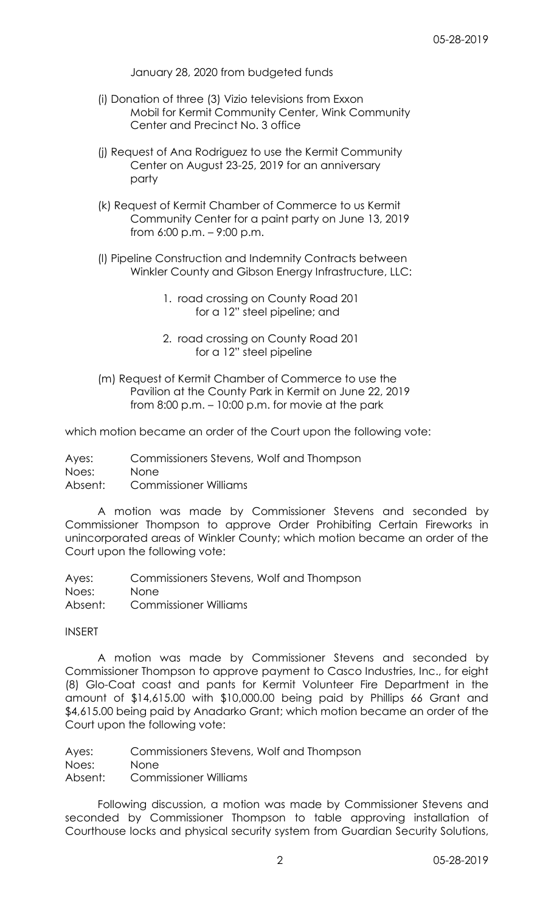January 28, 2020 from budgeted funds

(i) Donation of three (3) Vizio televisions from Exxon Mobil for Kermit Community Center, Wink Community Center and Precinct No. 3 office

(j) Request of Ana Rodriguez to use the Kermit Community Center on August 23-25, 2019 for an anniversary party

(k) Request of Kermit Chamber of Commerce to us Kermit Community Center for a paint party on June 13, 2019 from 6:00 p.m. – 9:00 p.m.

(l) Pipeline Construction and Indemnity Contracts between Winkler County and Gibson Energy Infrastructure, LLC:

1. road crossing on County Road 201 for a 12" steel pipeline; and

2. road crossing on County Road 201 for a 12" steel pipeline

(m) Request of Kermit Chamber of Commerce to use the Pavilion at the County Park in Kermit on June 22, 2019 from 8:00 p.m. – 10:00 p.m. for movie at the park

which motion became an order of the Court upon the following vote:

Ayes: Commissioners Stevens, Wolf and Thompson
Noes: None
Absent: Commissioner Williams

A motion was made by Commissioner Stevens and seconded by Commissioner Thompson to approve Order Prohibiting Certain Fireworks in unincorporated areas of Winkler County; which motion became an order of the Court upon the following vote:

Ayes: Commissioners Stevens, Wolf and Thompson
Noes: None
Absent: Commissioner Williams

INSERT

A motion was made by Commissioner Stevens and seconded by Commissioner Thompson to approve payment to Casco Industries, Inc., for eight (8) Glo-Coat coast and pants for Kermit Volunteer Fire Department in the amount of $14,615.00 with $10,000.00 being paid by Phillips 66 Grant and $4,615.00 being paid by Anadarko Grant; which motion became an order of the Court upon the following vote:

Ayes: Commissioners Stevens, Wolf and Thompson
Noes: None
Absent: Commissioner Williams

Following discussion, a motion was made by Commissioner Stevens and seconded by Commissioner Thompson to table approving installation of Courthouse locks and physical security system from Guardian Security Solutions,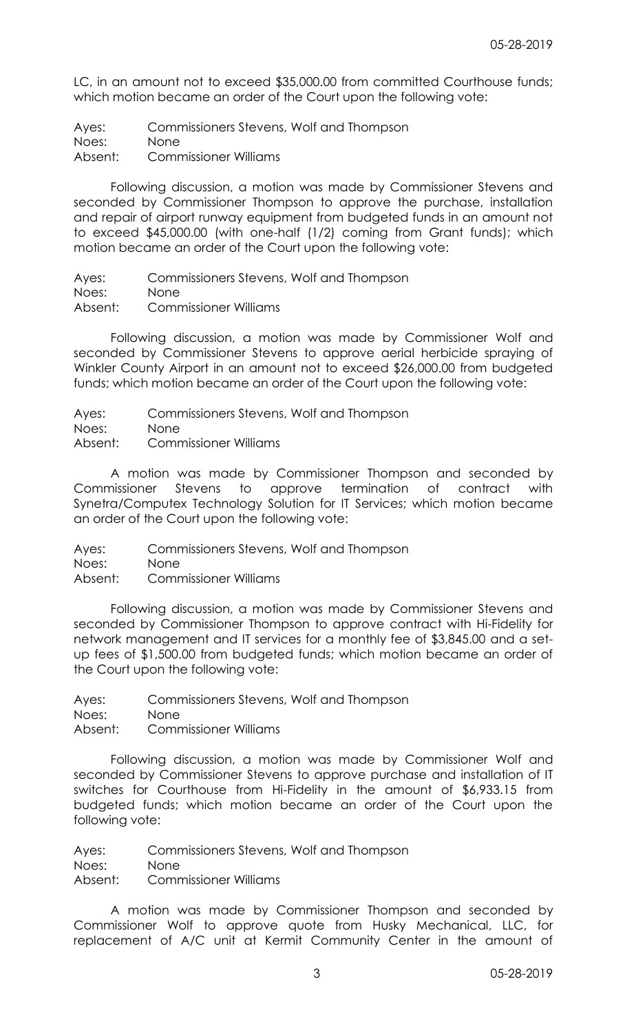LC, in an amount not to exceed $35,000.00 from committed Courthouse funds; which motion became an order of the Court upon the following vote:

Ayes: Commissioners Stevens, Wolf and Thompson
Noes: None
Absent: Commissioner Williams

Following discussion, a motion was made by Commissioner Stevens and seconded by Commissioner Thompson to approve the purchase, installation and repair of airport runway equipment from budgeted funds in an amount not to exceed $45,000.00 (with one-half (1/2) coming from Grant funds); which motion became an order of the Court upon the following vote:

Ayes: Commissioners Stevens, Wolf and Thompson
Noes: None
Absent: Commissioner Williams

Following discussion, a motion was made by Commissioner Wolf and seconded by Commissioner Stevens to approve aerial herbicide spraying of Winkler County Airport in an amount not to exceed $26,000.00 from budgeted funds; which motion became an order of the Court upon the following vote:

Ayes: Commissioners Stevens, Wolf and Thompson
Noes: None
Absent: Commissioner Williams

A motion was made by Commissioner Thompson and seconded by Commissioner Stevens to approve termination of contract with Synetra/Computex Technology Solution for IT Services; which motion became an order of the Court upon the following vote:

Ayes: Commissioners Stevens, Wolf and Thompson
Noes: None
Absent: Commissioner Williams

Following discussion, a motion was made by Commissioner Stevens and seconded by Commissioner Thompson to approve contract with Hi-Fidelity for network management and IT services for a monthly fee of $3,845.00 and a set-up fees of $1,500.00 from budgeted funds; which motion became an order of the Court upon the following vote:

Ayes: Commissioners Stevens, Wolf and Thompson
Noes: None
Absent: Commissioner Williams

Following discussion, a motion was made by Commissioner Wolf and seconded by Commissioner Stevens to approve purchase and installation of IT switches for Courthouse from Hi-Fidelity in the amount of $6,933.15 from budgeted funds; which motion became an order of the Court upon the following vote:

Ayes: Commissioners Stevens, Wolf and Thompson
Noes: None
Absent: Commissioner Williams

A motion was made by Commissioner Thompson and seconded by Commissioner Wolf to approve quote from Husky Mechanical, LLC, for replacement of A/C unit at Kermit Community Center in the amount of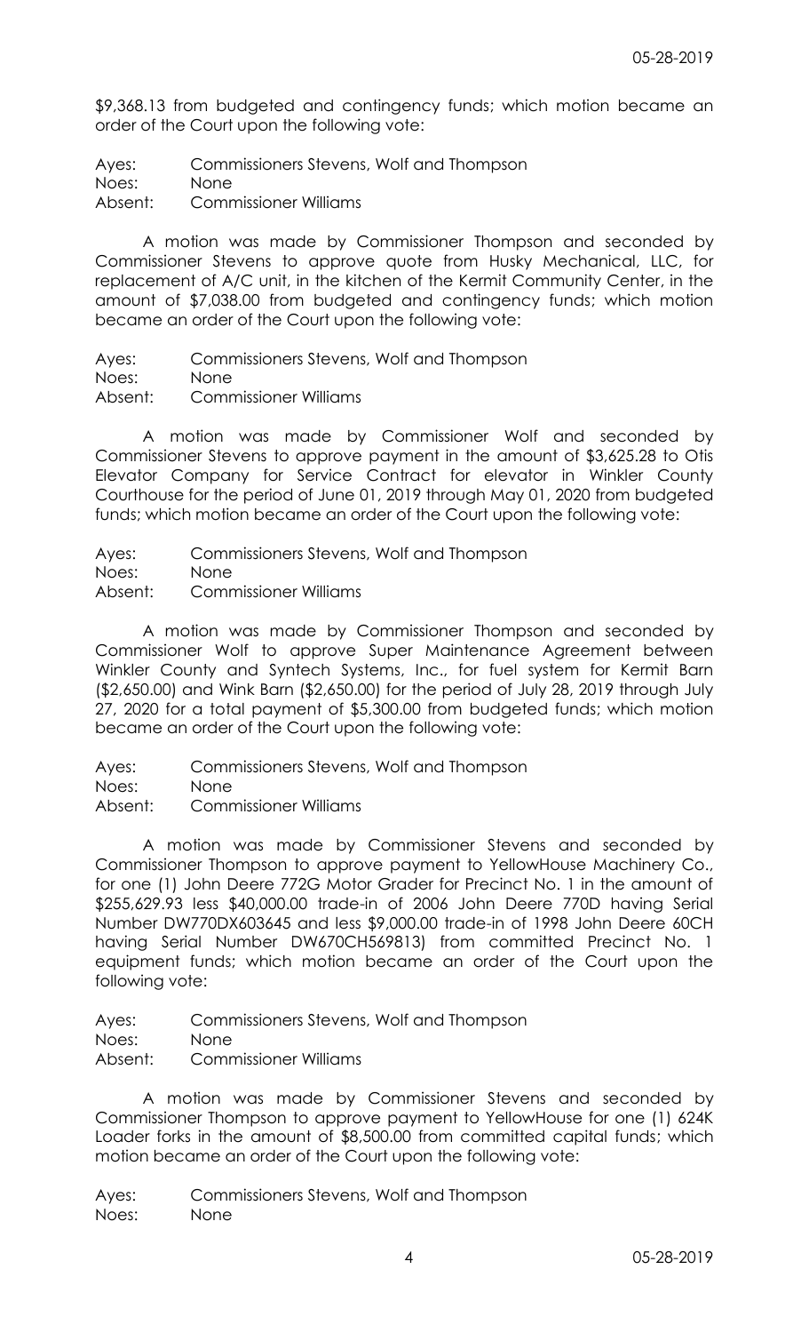$9,368.13 from budgeted and contingency funds; which motion became an order of the Court upon the following vote:

Ayes: Commissioners Stevens, Wolf and Thompson
Noes: None
Absent: Commissioner Williams

A motion was made by Commissioner Thompson and seconded by Commissioner Stevens to approve quote from Husky Mechanical, LLC, for replacement of A/C unit, in the kitchen of the Kermit Community Center, in the amount of $7,038.00 from budgeted and contingency funds; which motion became an order of the Court upon the following vote:

Ayes: Commissioners Stevens, Wolf and Thompson
Noes: None
Absent: Commissioner Williams

A motion was made by Commissioner Wolf and seconded by Commissioner Stevens to approve payment in the amount of $3,625.28 to Otis Elevator Company for Service Contract for elevator in Winkler County Courthouse for the period of June 01, 2019 through May 01, 2020 from budgeted funds; which motion became an order of the Court upon the following vote:

Ayes: Commissioners Stevens, Wolf and Thompson
Noes: None
Absent: Commissioner Williams

A motion was made by Commissioner Thompson and seconded by Commissioner Wolf to approve Super Maintenance Agreement between Winkler County and Syntech Systems, Inc., for fuel system for Kermit Barn ($2,650.00) and Wink Barn ($2,650.00) for the period of July 28, 2019 through July 27, 2020 for a total payment of $5,300.00 from budgeted funds; which motion became an order of the Court upon the following vote:

Ayes: Commissioners Stevens, Wolf and Thompson
Noes: None
Absent: Commissioner Williams

A motion was made by Commissioner Stevens and seconded by Commissioner Thompson to approve payment to YellowHouse Machinery Co., for one (1) John Deere 772G Motor Grader for Precinct No. 1 in the amount of $255,629.93 less $40,000.00 trade-in of 2006 John Deere 770D having Serial Number DW770DX603645 and less $9,000.00 trade-in of 1998 John Deere 60CH having Serial Number DW670CH569813) from committed Precinct No. 1 equipment funds; which motion became an order of the Court upon the following vote:

Ayes: Commissioners Stevens, Wolf and Thompson
Noes: None
Absent: Commissioner Williams

A motion was made by Commissioner Stevens and seconded by Commissioner Thompson to approve payment to YellowHouse for one (1) 624K Loader forks in the amount of $8,500.00 from committed capital funds; which motion became an order of the Court upon the following vote:

Ayes: Commissioners Stevens, Wolf and Thompson
Noes: None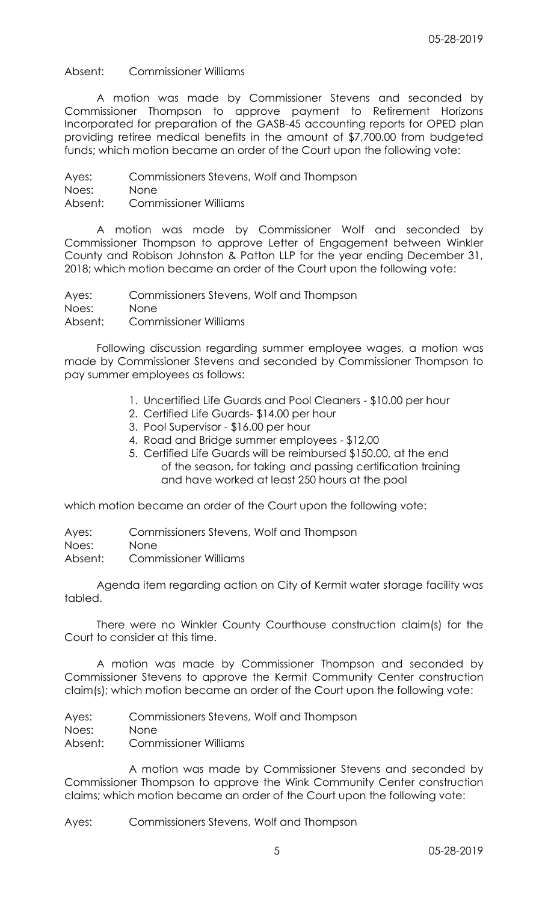Absent: Commissioner Williams

A motion was made by Commissioner Stevens and seconded by Commissioner Thompson to approve payment to Retirement Horizons Incorporated for preparation of the GASB-45 accounting reports for OPED plan providing retiree medical benefits in the amount of $7,700.00 from budgeted funds; which motion became an order of the Court upon the following vote:

Ayes: Commissioners Stevens, Wolf and Thompson
Noes: None
Absent: Commissioner Williams

A motion was made by Commissioner Wolf and seconded by Commissioner Thompson to approve Letter of Engagement between Winkler County and Robison Johnston & Patton LLP for the year ending December 31, 2018; which motion became an order of the Court upon the following vote:

Ayes: Commissioners Stevens, Wolf and Thompson
Noes: None
Absent: Commissioner Williams

Following discussion regarding summer employee wages, a motion was made by Commissioner Stevens and seconded by Commissioner Thompson to pay summer employees as follows:

1. Uncertified Life Guards and Pool Cleaners - $10.00 per hour
2. Certified Life Guards- $14.00 per hour
3. Pool Supervisor - $16.00 per hour
4. Road and Bridge summer employees - $12,00
5. Certified Life Guards will be reimbursed $150.00, at the end of the season, for taking and passing certification training and have worked at least 250 hours at the pool

which motion became an order of the Court upon the following vote:

Ayes: Commissioners Stevens, Wolf and Thompson
Noes: None
Absent: Commissioner Williams

Agenda item regarding action on City of Kermit water storage facility was tabled.

There were no Winkler County Courthouse construction claim(s) for the Court to consider at this time.

A motion was made by Commissioner Thompson and seconded by Commissioner Stevens to approve the Kermit Community Center construction claim(s); which motion became an order of the Court upon the following vote:

Ayes: Commissioners Stevens, Wolf and Thompson
Noes: None
Absent: Commissioner Williams

A motion was made by Commissioner Stevens and seconded by Commissioner Thompson to approve the Wink Community Center construction claims; which motion became an order of the Court upon the following vote:

Ayes: Commissioners Stevens, Wolf and Thompson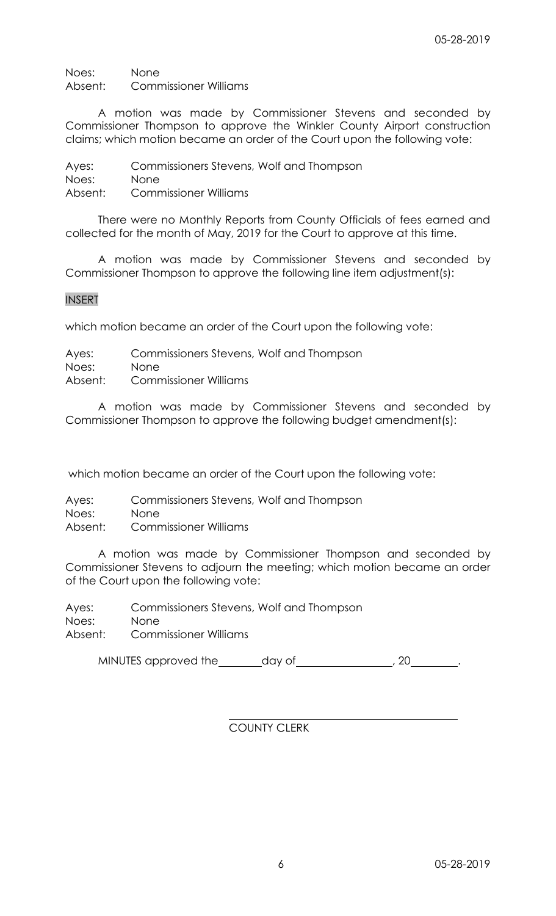Noes: None
Absent: Commissioner Williams

A motion was made by Commissioner Stevens and seconded by Commissioner Thompson to approve the Winkler County Airport construction claims; which motion became an order of the Court upon the following vote:

Ayes: Commissioners Stevens, Wolf and Thompson
Noes: None
Absent: Commissioner Williams

There were no Monthly Reports from County Officials of fees earned and collected for the month of May, 2019 for the Court to approve at this time.

A motion was made by Commissioner Stevens and seconded by Commissioner Thompson to approve the following line item adjustment(s):

INSERT

which motion became an order of the Court upon the following vote:

Ayes: Commissioners Stevens, Wolf and Thompson
Noes: None
Absent: Commissioner Williams

A motion was made by Commissioner Stevens and seconded by Commissioner Thompson to approve the following budget amendment(s):

which motion became an order of the Court upon the following vote:

Ayes: Commissioners Stevens, Wolf and Thompson
Noes: None
Absent: Commissioner Williams

A motion was made by Commissioner Thompson and seconded by Commissioner Stevens to adjourn the meeting; which motion became an order of the Court upon the following vote:

Ayes: Commissioners Stevens, Wolf and Thompson
Noes: None
Absent: Commissioner Williams

MINUTES approved the ______ day of ________________, 20________.

_______________________________________
COUNTY CLERK